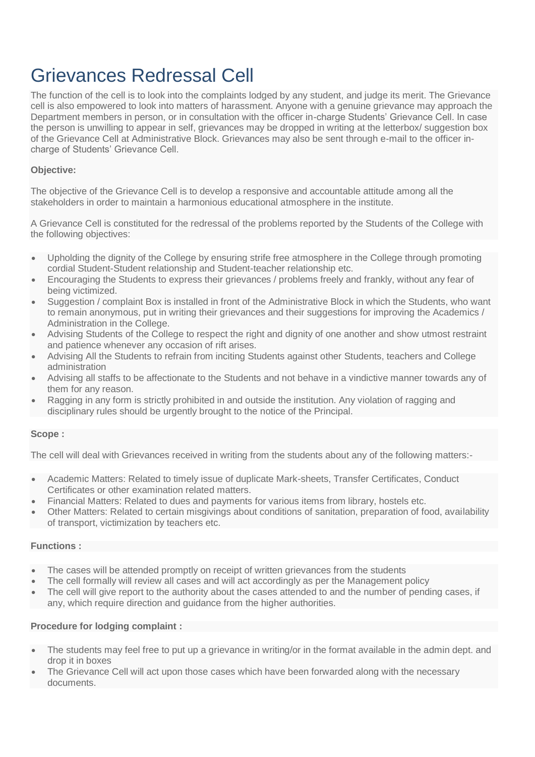# Grievances Redressal Cell

The function of the cell is to look into the complaints lodged by any student, and judge its merit. The Grievance cell is also empowered to look into matters of harassment. Anyone with a genuine grievance may approach the Department members in person, or in consultation with the officer in-charge Students' Grievance Cell. In case the person is unwilling to appear in self, grievances may be dropped in writing at the letterbox/ suggestion box of the Grievance Cell at Administrative Block. Grievances may also be sent through e-mail to the officer in-charge of Students' Grievance Cell.

**Objective:**

The objective of the Grievance Cell is to develop a responsive and accountable attitude among all the stakeholders in order to maintain a harmonious educational atmosphere in the institute.

A Grievance Cell is constituted for the redressal of the problems reported by the Students of the College with the following objectives:

- Upholding the dignity of the College by ensuring strife free atmosphere in the College through promoting cordial Student-Student relationship and Student-teacher relationship etc.
- Encouraging the Students to express their grievances / problems freely and frankly, without any fear of being victimized.
- Suggestion / complaint Box is installed in front of the Administrative Block in which the Students, who want to remain anonymous, put in writing their grievances and their suggestions for improving the Academics / Administration in the College.
- Advising Students of the College to respect the right and dignity of one another and show utmost restraint and patience whenever any occasion of rift arises.
- Advising All the Students to refrain from inciting Students against other Students, teachers and College administration
- Advising all staffs to be affectionate to the Students and not behave in a vindictive manner towards any of them for any reason.
- Ragging in any form is strictly prohibited in and outside the institution. Any violation of ragging and disciplinary rules should be urgently brought to the notice of the Principal.

**Scope :**

The cell will deal with Grievances received in writing from the students about any of the following matters:-

- Academic Matters: Related to timely issue of duplicate Mark-sheets, Transfer Certificates, Conduct Certificates or other examination related matters.
- Financial Matters: Related to dues and payments for various items from library, hostels etc.
- Other Matters: Related to certain misgivings about conditions of sanitation, preparation of food, availability of transport, victimization by teachers etc.

**Functions :**

- The cases will be attended promptly on receipt of written grievances from the students
- The cell formally will review all cases and will act accordingly as per the Management policy
- The cell will give report to the authority about the cases attended to and the number of pending cases, if any, which require direction and guidance from the higher authorities.

**Procedure for lodging complaint :**

- The students may feel free to put up a grievance in writing/or in the format available in the admin dept. and drop it in boxes
- The Grievance Cell will act upon those cases which have been forwarded along with the necessary documents.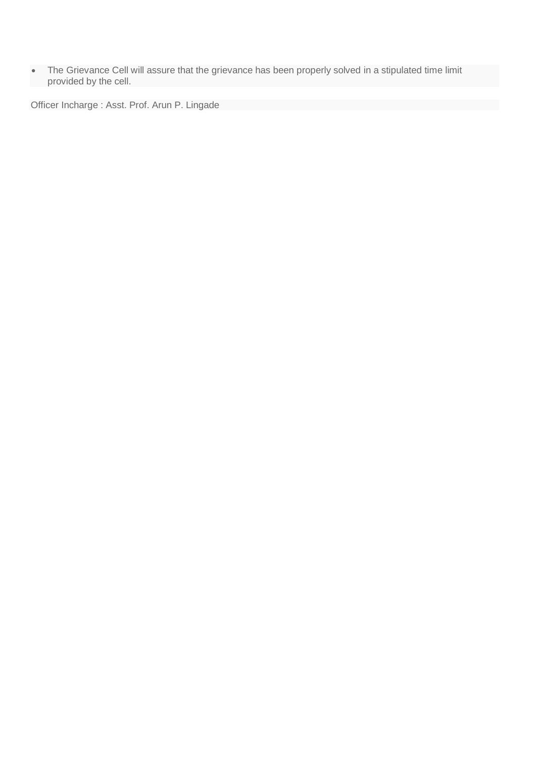- The Grievance Cell will assure that the grievance has been properly solved in a stipulated time limit provided by the cell.

Officer Incharge : Asst. Prof. Arun P. Lingade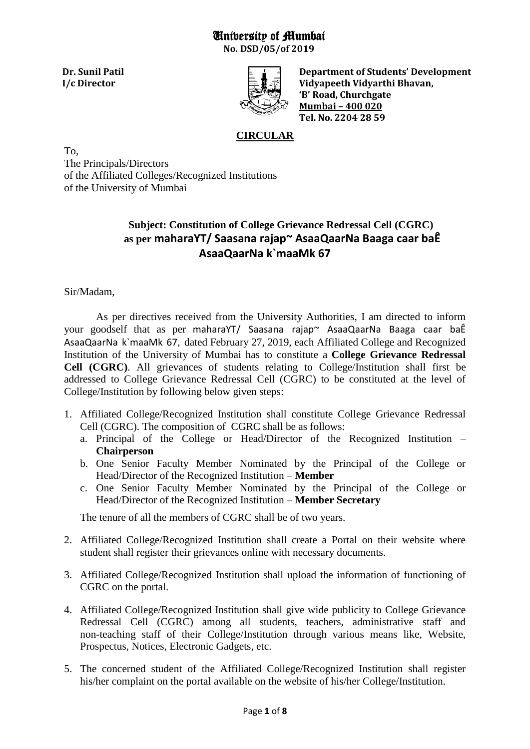# University of Mumbai

**No. DSD/05/of 2019**

**Dr. Sunil Patil**
**I/c Director**

**Department of Students' Development**
**Vidyapeeth Vidyarthi Bhavan,**
**'B' Road, Churchgate**
**Mumbai – 400 020**
**Tel. No. 2204 28 59**

## CIRCULAR

To,
The Principals/Directors
of the Affiliated Colleges/Recognized Institutions
of the University of Mumbai

**Subject: Constitution of College Grievance Redressal Cell (CGRC) as per maharaYT/ Saasana rajap~ AsaaQaarNa Baaga caar baÊ AsaaQaarNa k`maaMk 67**

Sir/Madam,

As per directives received from the University Authorities, I am directed to inform your goodself that as per maharaYT/ Saasana rajap~ AsaaQaarNa Baaga caar baÊ AsaaQaarNa k`maaMk 67, dated February 27, 2019, each Affiliated College and Recognized Institution of the University of Mumbai has to constitute a **College Grievance Redressal Cell (CGRC)**. All grievances of students relating to College/Institution shall first be addressed to College Grievance Redressal Cell (CGRC) to be constituted at the level of College/Institution by following below given steps:

1. Affiliated College/Recognized Institution shall constitute College Grievance Redressal Cell (CGRC). The composition of CGRC shall be as follows:
   a. Principal of the College or Head/Director of the Recognized Institution – **Chairperson**
   b. One Senior Faculty Member Nominated by the Principal of the College or Head/Director of the Recognized Institution – **Member**
   c. One Senior Faculty Member Nominated by the Principal of the College or Head/Director of the Recognized Institution – **Member Secretary**

   The tenure of all the members of CGRC shall be of two years.

2. Affiliated College/Recognized Institution shall create a Portal on their website where student shall register their grievances online with necessary documents.

3. Affiliated College/Recognized Institution shall upload the information of functioning of CGRC on the portal.

4. Affiliated College/Recognized Institution shall give wide publicity to College Grievance Redressal Cell (CGRC) among all students, teachers, administrative staff and non-teaching staff of their College/Institution through various means like, Website, Prospectus, Notices, Electronic Gadgets, etc.

5. The concerned student of the Affiliated College/Recognized Institution shall register his/her complaint on the portal available on the website of his/her College/Institution.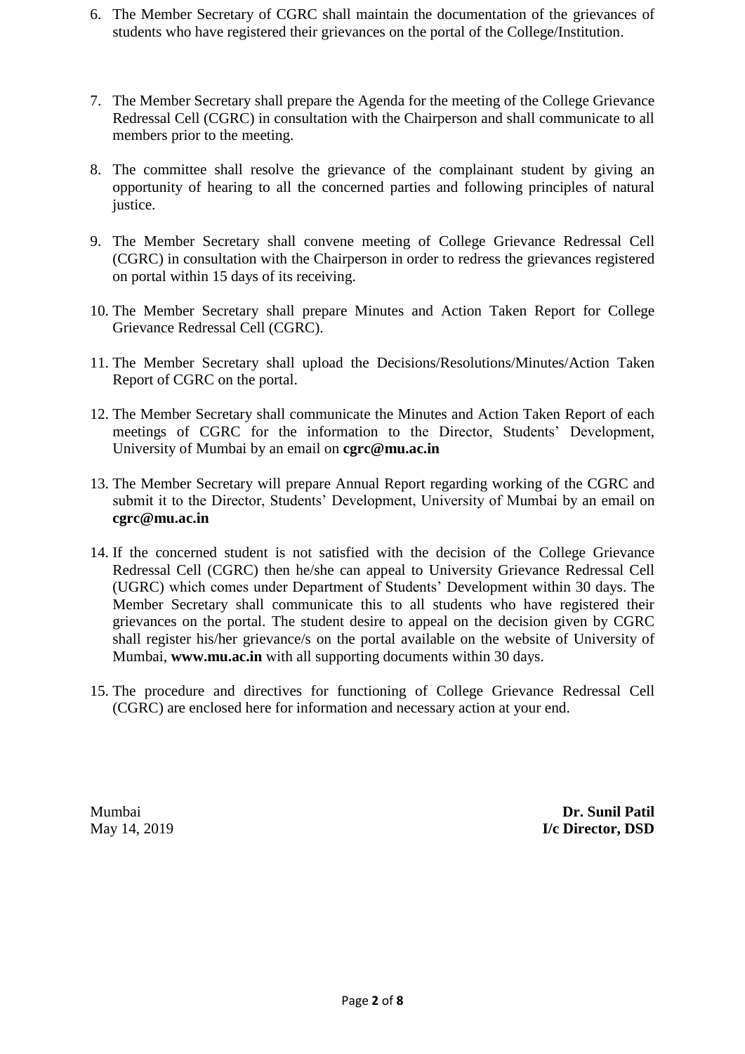6. The Member Secretary of CGRC shall maintain the documentation of the grievances of students who have registered their grievances on the portal of the College/Institution.

7. The Member Secretary shall prepare the Agenda for the meeting of the College Grievance Redressal Cell (CGRC) in consultation with the Chairperson and shall communicate to all members prior to the meeting.

8. The committee shall resolve the grievance of the complainant student by giving an opportunity of hearing to all the concerned parties and following principles of natural justice.

9. The Member Secretary shall convene meeting of College Grievance Redressal Cell (CGRC) in consultation with the Chairperson in order to redress the grievances registered on portal within 15 days of its receiving.

10. The Member Secretary shall prepare Minutes and Action Taken Report for College Grievance Redressal Cell (CGRC).

11. The Member Secretary shall upload the Decisions/Resolutions/Minutes/Action Taken Report of CGRC on the portal.

12. The Member Secretary shall communicate the Minutes and Action Taken Report of each meetings of CGRC for the information to the Director, Students' Development, University of Mumbai by an email on **cgrc@mu.ac.in**

13. The Member Secretary will prepare Annual Report regarding working of the CGRC and submit it to the Director, Students' Development, University of Mumbai by an email on **cgrc@mu.ac.in**

14. If the concerned student is not satisfied with the decision of the College Grievance Redressal Cell (CGRC) then he/she can appeal to University Grievance Redressal Cell (UGRC) which comes under Department of Students' Development within 30 days. The Member Secretary shall communicate this to all students who have registered their grievances on the portal. The student desire to appeal on the decision given by CGRC shall register his/her grievance/s on the portal available on the website of University of Mumbai, **www.mu.ac.in** with all supporting documents within 30 days.

15. The procedure and directives for functioning of College Grievance Redressal Cell (CGRC) are enclosed here for information and necessary action at your end.

Mumbai
May 14, 2019

**Dr. Sunil Patil**
**I/c Director, DSD**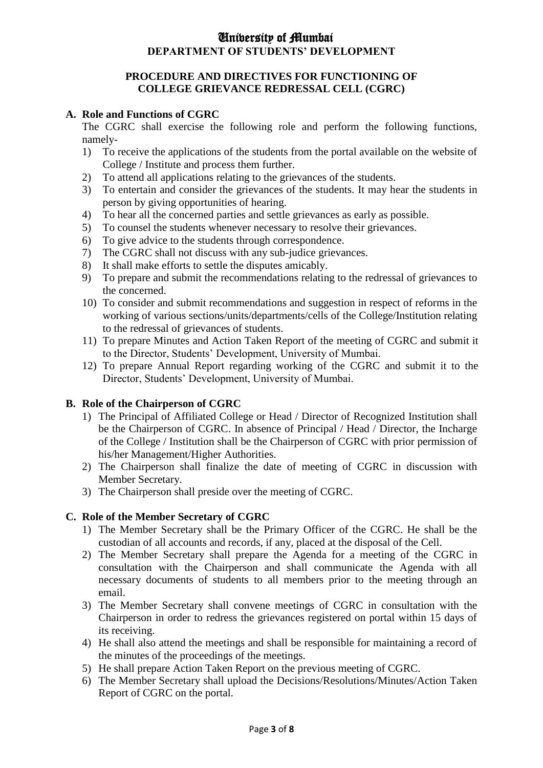# University of Mumbai
## DEPARTMENT OF STUDENTS' DEVELOPMENT

### PROCEDURE AND DIRECTIVES FOR FUNCTIONING OF COLLEGE GRIEVANCE REDRESSAL CELL (CGRC)

**A. Role and Functions of CGRC**

The CGRC shall exercise the following role and perform the following functions, namely-

1) To receive the applications of the students from the portal available on the website of College / Institute and process them further.
2) To attend all applications relating to the grievances of the students.
3) To entertain and consider the grievances of the students. It may hear the students in person by giving opportunities of hearing.
4) To hear all the concerned parties and settle grievances as early as possible.
5) To counsel the students whenever necessary to resolve their grievances.
6) To give advice to the students through correspondence.
7) The CGRC shall not discuss with any sub-judice grievances.
8) It shall make efforts to settle the disputes amicably.
9) To prepare and submit the recommendations relating to the redressal of grievances to the concerned.
10) To consider and submit recommendations and suggestion in respect of reforms in the working of various sections/units/departments/cells of the College/Institution relating to the redressal of grievances of students.
11) To prepare Minutes and Action Taken Report of the meeting of CGRC and submit it to the Director, Students' Development, University of Mumbai.
12) To prepare Annual Report regarding working of the CGRC and submit it to the Director, Students' Development, University of Mumbai.

**B. Role of the Chairperson of CGRC**

1) The Principal of Affiliated College or Head / Director of Recognized Institution shall be the Chairperson of CGRC. In absence of Principal / Head / Director, the Incharge of the College / Institution shall be the Chairperson of CGRC with prior permission of his/her Management/Higher Authorities.
2) The Chairperson shall finalize the date of meeting of CGRC in discussion with Member Secretary.
3) The Chairperson shall preside over the meeting of CGRC.

**C. Role of the Member Secretary of CGRC**

1) The Member Secretary shall be the Primary Officer of the CGRC. He shall be the custodian of all accounts and records, if any, placed at the disposal of the Cell.
2) The Member Secretary shall prepare the Agenda for a meeting of the CGRC in consultation with the Chairperson and shall communicate the Agenda with all necessary documents of students to all members prior to the meeting through an email.
3) The Member Secretary shall convene meetings of CGRC in consultation with the Chairperson in order to redress the grievances registered on portal within 15 days of its receiving.
4) He shall also attend the meetings and shall be responsible for maintaining a record of the minutes of the proceedings of the meetings.
5) He shall prepare Action Taken Report on the previous meeting of CGRC.
6) The Member Secretary shall upload the Decisions/Resolutions/Minutes/Action Taken Report of CGRC on the portal.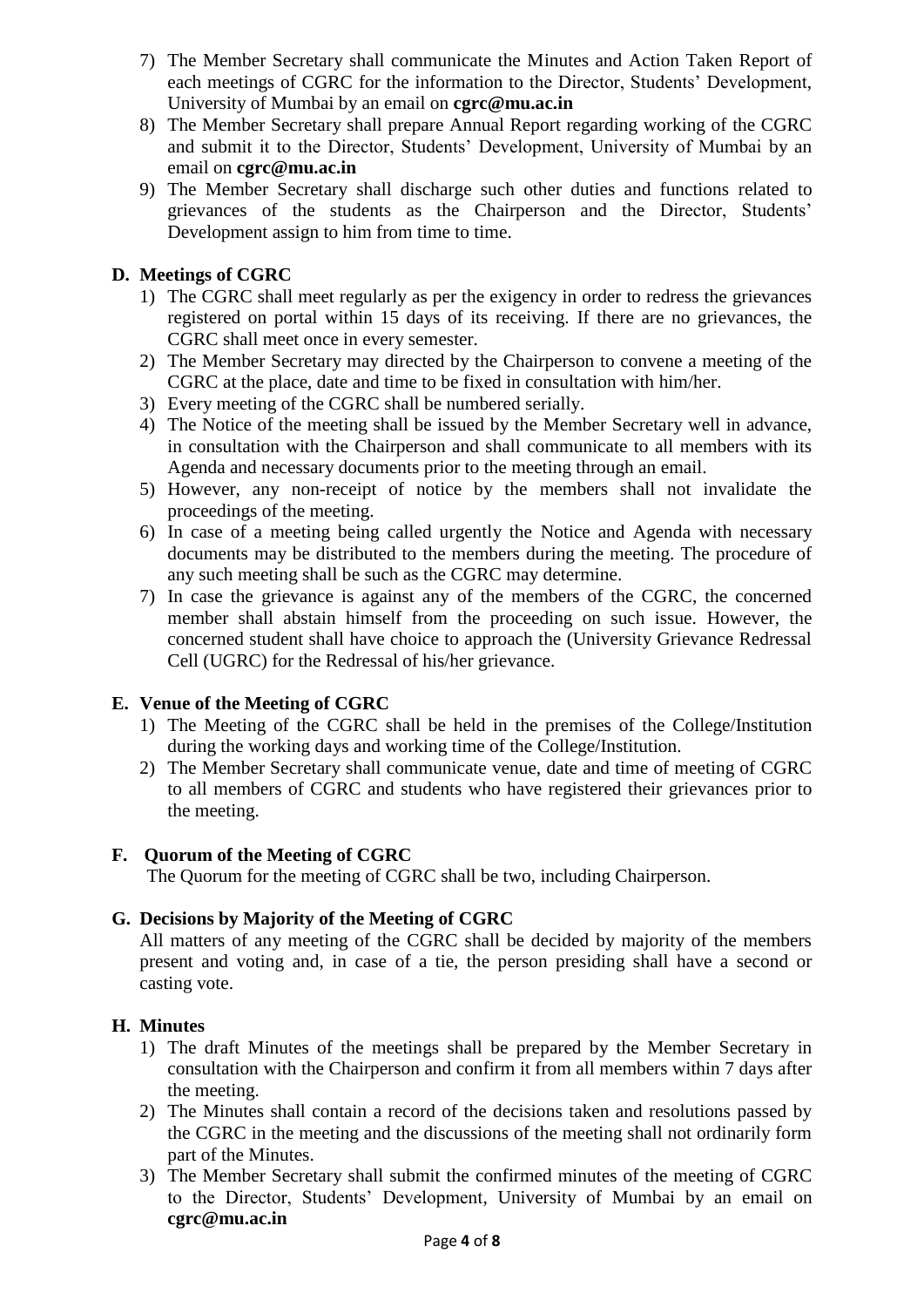7) The Member Secretary shall communicate the Minutes and Action Taken Report of each meetings of CGRC for the information to the Director, Students' Development, University of Mumbai by an email on **cgrc@mu.ac.in**
8) The Member Secretary shall prepare Annual Report regarding working of the CGRC and submit it to the Director, Students' Development, University of Mumbai by an email on **cgrc@mu.ac.in**
9) The Member Secretary shall discharge such other duties and functions related to grievances of the students as the Chairperson and the Director, Students' Development assign to him from time to time.

**D. Meetings of CGRC**

1) The CGRC shall meet regularly as per the exigency in order to redress the grievances registered on portal within 15 days of its receiving. If there are no grievances, the CGRC shall meet once in every semester.
2) The Member Secretary may directed by the Chairperson to convene a meeting of the CGRC at the place, date and time to be fixed in consultation with him/her.
3) Every meeting of the CGRC shall be numbered serially.
4) The Notice of the meeting shall be issued by the Member Secretary well in advance, in consultation with the Chairperson and shall communicate to all members with its Agenda and necessary documents prior to the meeting through an email.
5) However, any non-receipt of notice by the members shall not invalidate the proceedings of the meeting.
6) In case of a meeting being called urgently the Notice and Agenda with necessary documents may be distributed to the members during the meeting. The procedure of any such meeting shall be such as the CGRC may determine.
7) In case the grievance is against any of the members of the CGRC, the concerned member shall abstain himself from the proceeding on such issue. However, the concerned student shall have choice to approach the (University Grievance Redressal Cell (UGRC) for the Redressal of his/her grievance.

**E. Venue of the Meeting of CGRC**

1) The Meeting of the CGRC shall be held in the premises of the College/Institution during the working days and working time of the College/Institution.
2) The Member Secretary shall communicate venue, date and time of meeting of CGRC to all members of CGRC and students who have registered their grievances prior to the meeting.

**F. Quorum of the Meeting of CGRC**

The Quorum for the meeting of CGRC shall be two, including Chairperson.

**G. Decisions by Majority of the Meeting of CGRC**

All matters of any meeting of the CGRC shall be decided by majority of the members present and voting and, in case of a tie, the person presiding shall have a second or casting vote.

**H. Minutes**

1) The draft Minutes of the meetings shall be prepared by the Member Secretary in consultation with the Chairperson and confirm it from all members within 7 days after the meeting.
2) The Minutes shall contain a record of the decisions taken and resolutions passed by the CGRC in the meeting and the discussions of the meeting shall not ordinarily form part of the Minutes.
3) The Member Secretary shall submit the confirmed minutes of the meeting of CGRC to the Director, Students' Development, University of Mumbai by an email on **cgrc@mu.ac.in**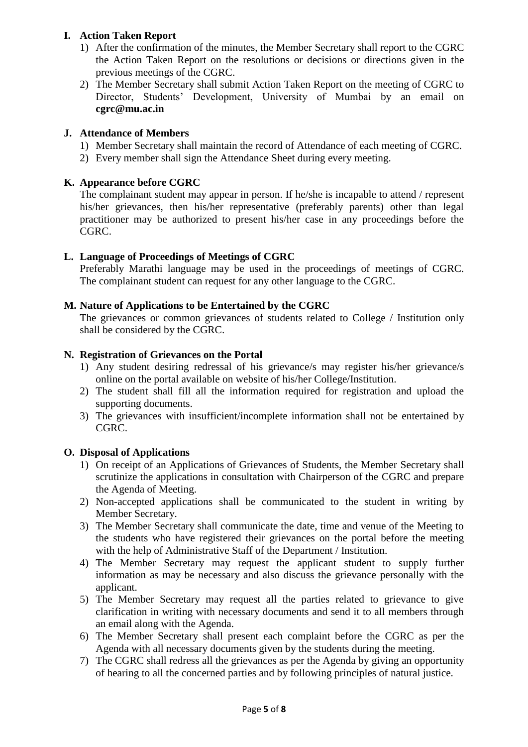### I. Action Taken Report

1) After the confirmation of the minutes, the Member Secretary shall report to the CGRC the Action Taken Report on the resolutions or decisions or directions given in the previous meetings of the CGRC.
2) The Member Secretary shall submit Action Taken Report on the meeting of CGRC to Director, Students' Development, University of Mumbai by an email on **cgrc@mu.ac.in**

### J. Attendance of Members

1) Member Secretary shall maintain the record of Attendance of each meeting of CGRC.
2) Every member shall sign the Attendance Sheet during every meeting.

### K. Appearance before CGRC

The complainant student may appear in person. If he/she is incapable to attend / represent his/her grievances, then his/her representative (preferably parents) other than legal practitioner may be authorized to present his/her case in any proceedings before the CGRC.

### L. Language of Proceedings of Meetings of CGRC

Preferably Marathi language may be used in the proceedings of meetings of CGRC. The complainant student can request for any other language to the CGRC.

### M. Nature of Applications to be Entertained by the CGRC

The grievances or common grievances of students related to College / Institution only shall be considered by the CGRC.

### N. Registration of Grievances on the Portal

1) Any student desiring redressal of his grievance/s may register his/her grievance/s online on the portal available on website of his/her College/Institution.
2) The student shall fill all the information required for registration and upload the supporting documents.
3) The grievances with insufficient/incomplete information shall not be entertained by CGRC.

### O. Disposal of Applications

1) On receipt of an Applications of Grievances of Students, the Member Secretary shall scrutinize the applications in consultation with Chairperson of the CGRC and prepare the Agenda of Meeting.
2) Non-accepted applications shall be communicated to the student in writing by Member Secretary.
3) The Member Secretary shall communicate the date, time and venue of the Meeting to the students who have registered their grievances on the portal before the meeting with the help of Administrative Staff of the Department / Institution.
4) The Member Secretary may request the applicant student to supply further information as may be necessary and also discuss the grievance personally with the applicant.
5) The Member Secretary may request all the parties related to grievance to give clarification in writing with necessary documents and send it to all members through an email along with the Agenda.
6) The Member Secretary shall present each complaint before the CGRC as per the Agenda with all necessary documents given by the students during the meeting.
7) The CGRC shall redress all the grievances as per the Agenda by giving an opportunity of hearing to all the concerned parties and by following principles of natural justice.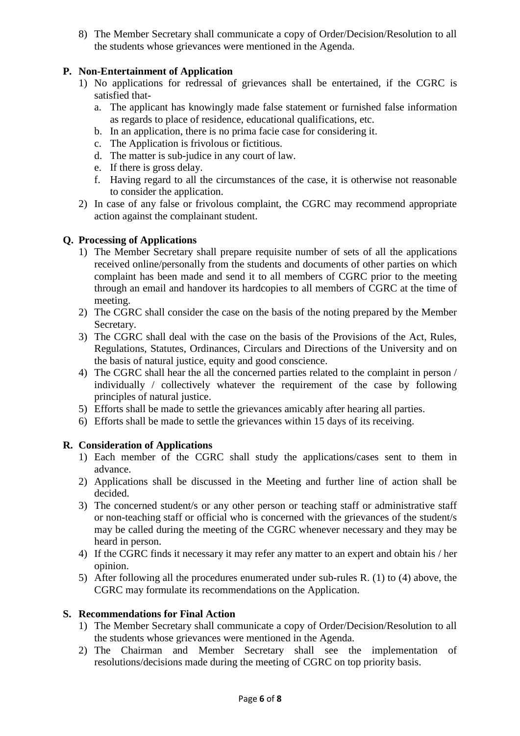8) The Member Secretary shall communicate a copy of Order/Decision/Resolution to all the students whose grievances were mentioned in the Agenda.

**P. Non-Entertainment of Application**

1) No applications for redressal of grievances shall be entertained, if the CGRC is satisfied that-
   a. The applicant has knowingly made false statement or furnished false information as regards to place of residence, educational qualifications, etc.
   b. In an application, there is no prima facie case for considering it.
   c. The Application is frivolous or fictitious.
   d. The matter is sub-judice in any court of law.
   e. If there is gross delay.
   f. Having regard to all the circumstances of the case, it is otherwise not reasonable to consider the application.
2) In case of any false or frivolous complaint, the CGRC may recommend appropriate action against the complainant student.

**Q. Processing of Applications**

1) The Member Secretary shall prepare requisite number of sets of all the applications received online/personally from the students and documents of other parties on which complaint has been made and send it to all members of CGRC prior to the meeting through an email and handover its hardcopies to all members of CGRC at the time of meeting.
2) The CGRC shall consider the case on the basis of the noting prepared by the Member Secretary.
3) The CGRC shall deal with the case on the basis of the Provisions of the Act, Rules, Regulations, Statutes, Ordinances, Circulars and Directions of the University and on the basis of natural justice, equity and good conscience.
4) The CGRC shall hear the all the concerned parties related to the complaint in person / individually / collectively whatever the requirement of the case by following principles of natural justice.
5) Efforts shall be made to settle the grievances amicably after hearing all parties.
6) Efforts shall be made to settle the grievances within 15 days of its receiving.

**R. Consideration of Applications**

1) Each member of the CGRC shall study the applications/cases sent to them in advance.
2) Applications shall be discussed in the Meeting and further line of action shall be decided.
3) The concerned student/s or any other person or teaching staff or administrative staff or non-teaching staff or official who is concerned with the grievances of the student/s may be called during the meeting of the CGRC whenever necessary and they may be heard in person.
4) If the CGRC finds it necessary it may refer any matter to an expert and obtain his / her opinion.
5) After following all the procedures enumerated under sub-rules R. (1) to (4) above, the CGRC may formulate its recommendations on the Application.

**S. Recommendations for Final Action**

1) The Member Secretary shall communicate a copy of Order/Decision/Resolution to all the students whose grievances were mentioned in the Agenda.
2) The Chairman and Member Secretary shall see the implementation of resolutions/decisions made during the meeting of CGRC on top priority basis.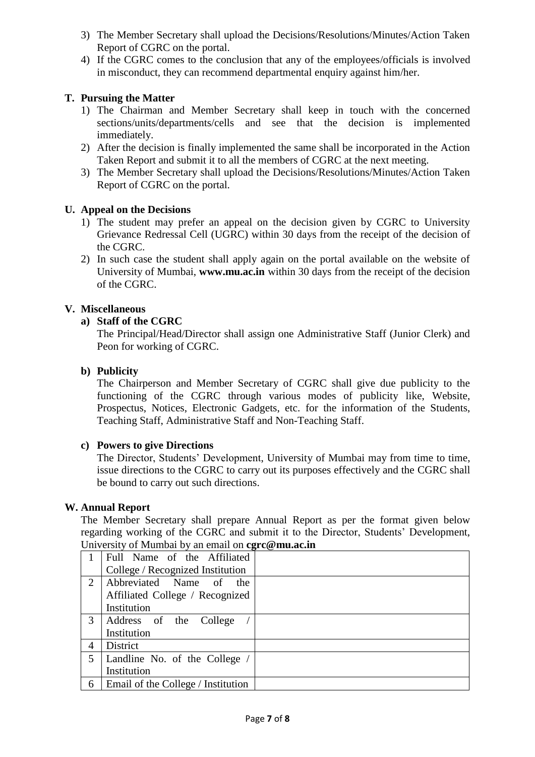3) The Member Secretary shall upload the Decisions/Resolutions/Minutes/Action Taken Report of CGRC on the portal.
4) If the CGRC comes to the conclusion that any of the employees/officials is involved in misconduct, they can recommend departmental enquiry against him/her.

**T. Pursuing the Matter**

1) The Chairman and Member Secretary shall keep in touch with the concerned sections/units/departments/cells and see that the decision is implemented immediately.
2) After the decision is finally implemented the same shall be incorporated in the Action Taken Report and submit it to all the members of CGRC at the next meeting.
3) The Member Secretary shall upload the Decisions/Resolutions/Minutes/Action Taken Report of CGRC on the portal.

**U. Appeal on the Decisions**

1) The student may prefer an appeal on the decision given by CGRC to University Grievance Redressal Cell (UGRC) within 30 days from the receipt of the decision of the CGRC.
2) In such case the student shall apply again on the portal available on the website of University of Mumbai, **www.mu.ac.in** within 30 days from the receipt of the decision of the CGRC.

**V. Miscellaneous**

**a) Staff of the CGRC**

The Principal/Head/Director shall assign one Administrative Staff (Junior Clerk) and Peon for working of CGRC.

**b) Publicity**

The Chairperson and Member Secretary of CGRC shall give due publicity to the functioning of the CGRC through various modes of publicity like, Website, Prospectus, Notices, Electronic Gadgets, etc. for the information of the Students, Teaching Staff, Administrative Staff and Non-Teaching Staff.

**c) Powers to give Directions**

The Director, Students' Development, University of Mumbai may from time to time, issue directions to the CGRC to carry out its purposes effectively and the CGRC shall be bound to carry out such directions.

**W. Annual Report**

The Member Secretary shall prepare Annual Report as per the format given below regarding working of the CGRC and submit it to the Director, Students' Development, University of Mumbai by an email on **cgrc@mu.ac.in**

| | | |
|---|---|---|
| 1 | Full Name of the Affiliated College / Recognized Institution | |
| 2 | Abbreviated Name of the Affiliated College / Recognized Institution | |
| 3 | Address of the College / Institution | |
| 4 | District | |
| 5 | Landline No. of the College / Institution | |
| 6 | Email of the College / Institution | |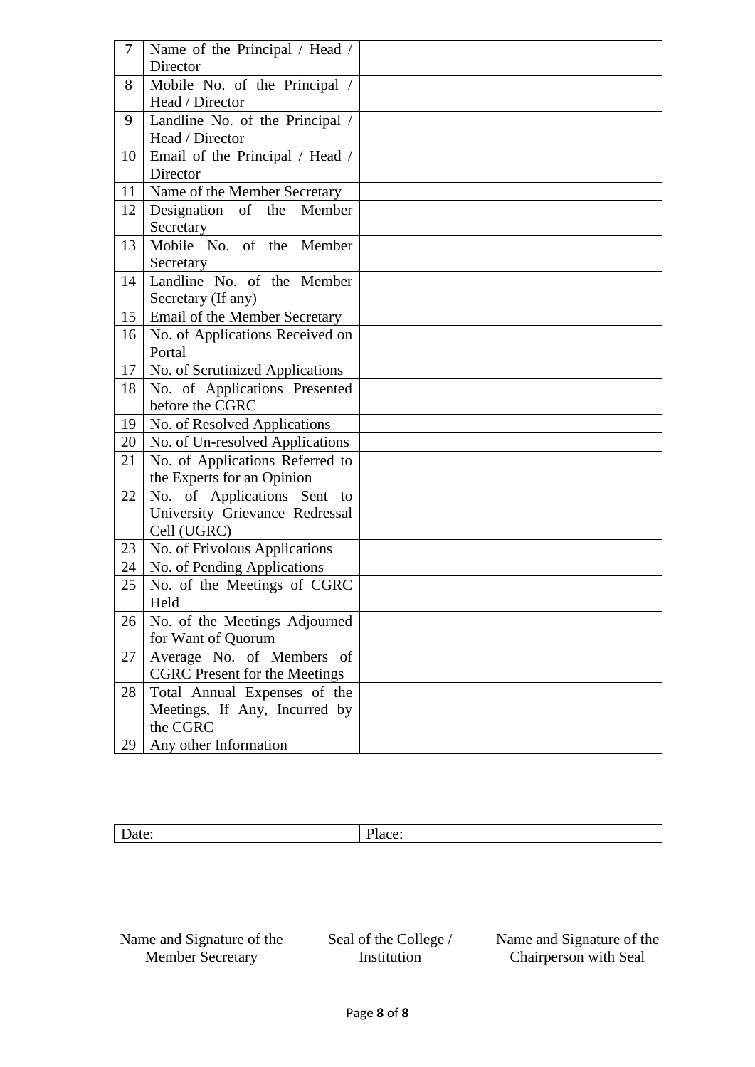| | | |
|---|---|---|
| 7 | Name of the Principal / Head / Director | |
| 8 | Mobile No. of the Principal / Head / Director | |
| 9 | Landline No. of the Principal / Head / Director | |
| 10 | Email of the Principal / Head / Director | |
| 11 | Name of the Member Secretary | |
| 12 | Designation of the Member Secretary | |
| 13 | Mobile No. of the Member Secretary | |
| 14 | Landline No. of the Member Secretary (If any) | |
| 15 | Email of the Member Secretary | |
| 16 | No. of Applications Received on Portal | |
| 17 | No. of Scrutinized Applications | |
| 18 | No. of Applications Presented before the CGRC | |
| 19 | No. of Resolved Applications | |
| 20 | No. of Un-resolved Applications | |
| 21 | No. of Applications Referred to the Experts for an Opinion | |
| 22 | No. of Applications Sent to University Grievance Redressal Cell (UGRC) | |
| 23 | No. of Frivolous Applications | |
| 24 | No. of Pending Applications | |
| 25 | No. of the Meetings of CGRC Held | |
| 26 | No. of the Meetings Adjourned for Want of Quorum | |
| 27 | Average No. of Members of CGRC Present for the Meetings | |
| 28 | Total Annual Expenses of the Meetings, If Any, Incurred by the CGRC | |
| 29 | Any other Information | |

| | |
|---|---|
| Date: | Place: |

Name and Signature of the Member Secretary

Seal of the College / Institution

Name and Signature of the Chairperson with Seal